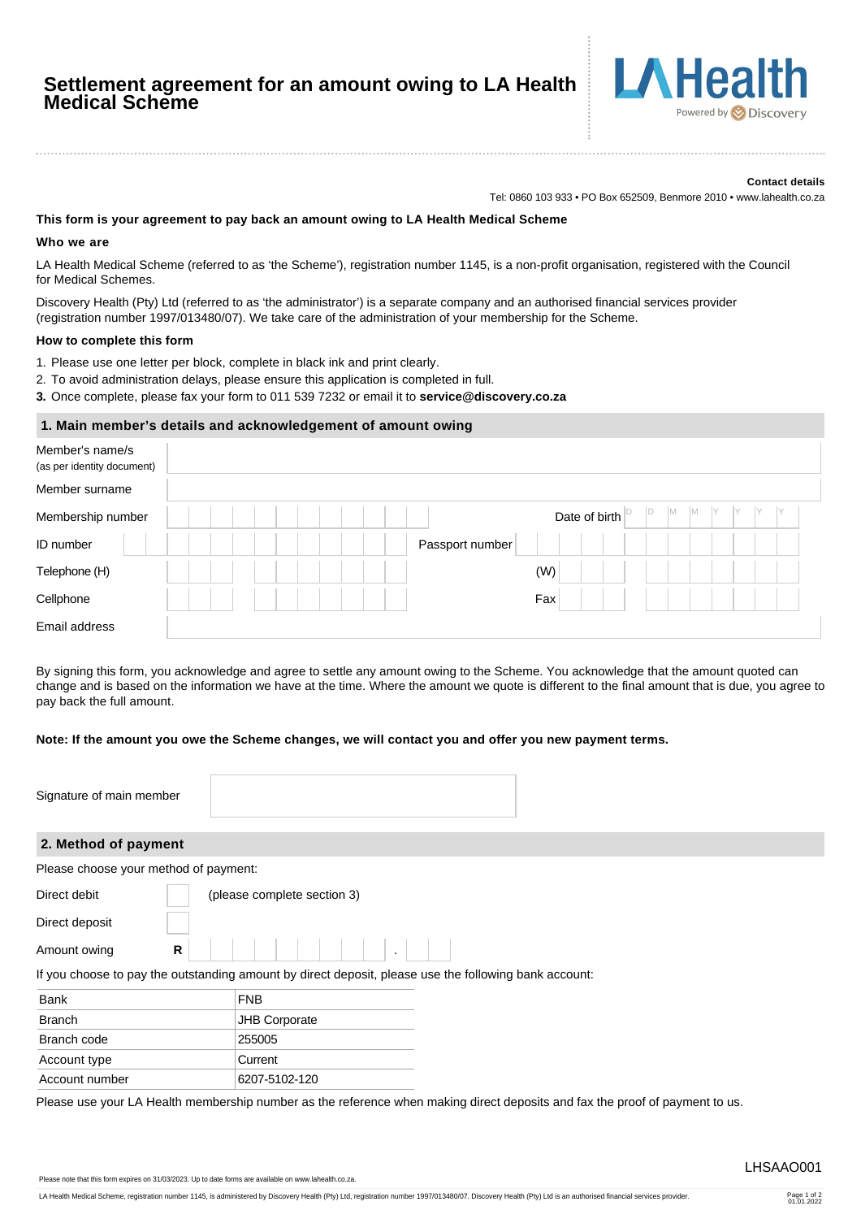# Settlement agreement for an amount owing to LA Health Medical Scheme

LA Health Powered by Discovery

**Contact details**

Tel: 0860 103 933 • PO Box 652509, Benmore 2010 • www.lahealth.co.za

**This form is your agreement to pay back an amount owing to LA Health Medical Scheme**

**Who we are**

LA Health Medical Scheme (referred to as 'the Scheme'), registration number 1145, is a non-profit organisation, registered with the Council for Medical Schemes.

Discovery Health (Pty) Ltd (referred to as 'the administrator') is a separate company and an authorised financial services provider (registration number 1997/013480/07). We take care of the administration of your membership for the Scheme.

**How to complete this form**

1. Please use one letter per block, complete in black ink and print clearly.
2. To avoid administration delays, please ensure this application is completed in full.
3. Once complete, please fax your form to 011 539 7232 or email it to **service@discovery.co.za**

## 1. Main member's details and acknowledgement of amount owing

| | | | |
|---|---|---|---|
| Member's name/s (as per identity document) | | | |
| Member surname | | | |
| Membership number | | Date of birth | D D M M Y Y Y Y |
| ID number | | Passport number | |
| Telephone (H) | | (W) | |
| Cellphone | | Fax | |
| Email address | | | |

By signing this form, you acknowledge and agree to settle any amount owing to the Scheme. You acknowledge that the amount quoted can change and is based on the information we have at the time. Where the amount we quote is different to the final amount that is due, you agree to pay back the full amount.

**Note: If the amount you owe the Scheme changes, we will contact you and offer you new payment terms.**

Signature of main member

## 2. Method of payment

Please choose your method of payment:

Direct debit ☐ (please complete section 3)

Direct deposit ☐

Amount owing R ______ . __

If you choose to pay the outstanding amount by direct deposit, please use the following bank account:

| | |
|---|---|
| Bank | FNB |
| Branch | JHB Corporate |
| Branch code | 255005 |
| Account type | Current |
| Account number | 6207-5102-120 |

Please use your LA Health membership number as the reference when making direct deposits and fax the proof of payment to us.

LHSAAO001

Please note that this form expires on 31/03/2023. Up to date forms are available on www.lahealth.co.za.

LA Health Medical Scheme, registration number 1145, is administered by Discovery Health (Pty) Ltd, registration number 1997/013480/07. Discovery Health (Pty) Ltd is an authorised financial services provider.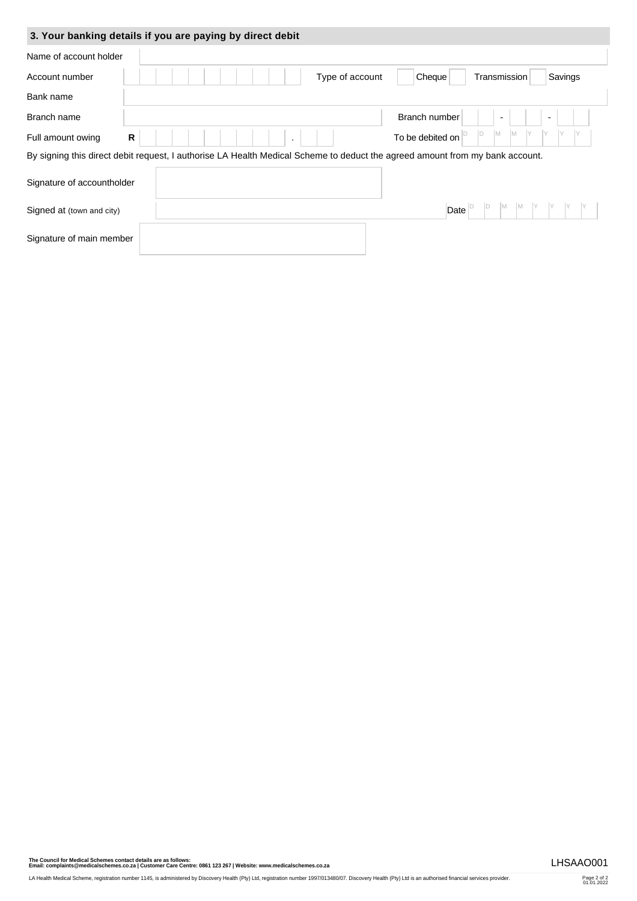## 3. Your banking details if you are paying by direct debit

| | |
|---|---|
| Name of account holder | |
| Account number | |
| Type of account | Cheque / Transmission / Savings |
| Bank name | |
| Branch name | |
| Branch number | - - |
| Full amount owing | R . |
| To be debited on | D D M M Y Y Y Y |

By signing this direct debit request, I authorise LA Health Medical Scheme to deduct the agreed amount from my bank account.

| | |
|---|---|
| Signature of accountholder | |
| Signed at (town and city) | |
| Date | D D M M Y Y Y Y |
| Signature of main member | |

**The Council for Medical Schemes contact details are as follows:**
**Email: complaints@medicalschemes.co.za | Customer Care Centre: 0861 123 267 | Website: www.medicalschemes.co.za**

LHSAAO001

LA Health Medical Scheme, registration number 1145, is administered by Discovery Health (Pty) Ltd, registration number 1997/013480/07. Discovery Health (Pty) Ltd is an authorised financial services provider.

01.01.2022